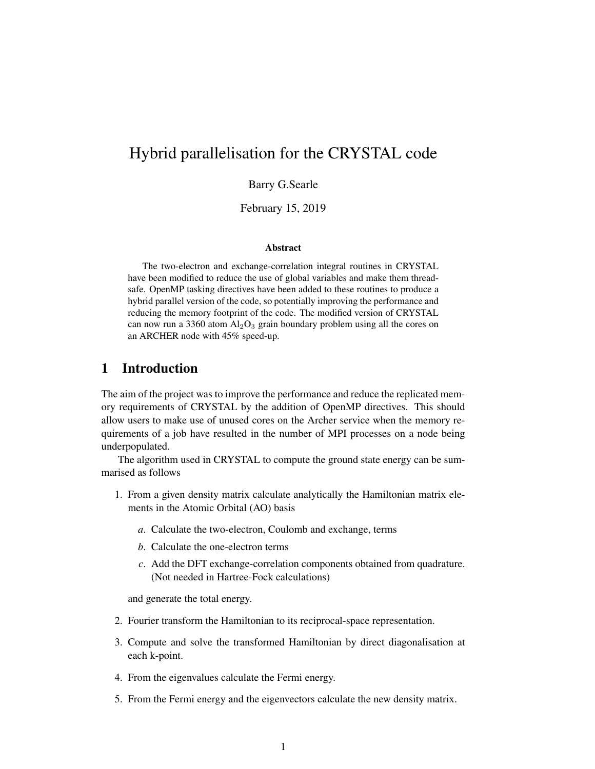# Hybrid parallelisation for the CRYSTAL code

Barry G.Searle

February 15, 2019

**Abstract**

The two-electron and exchange-correlation integral routines in CRYSTAL have been modified to reduce the use of global variables and make them thread-safe. OpenMP tasking directives have been added to these routines to produce a hybrid parallel version of the code, so potentially improving the performance and reducing the memory footprint of the code. The modified version of CRYSTAL can now run a 3360 atom $Al_2O_3$ grain boundary problem using all the cores on an ARCHER node with 45% speed-up.

## 1 Introduction

The aim of the project was to improve the performance and reduce the replicated memory requirements of CRYSTAL by the addition of OpenMP directives. This should allow users to make use of unused cores on the Archer service when the memory requirements of a job have resulted in the number of MPI processes on a node being underpopulated.

The algorithm used in CRYSTAL to compute the ground state energy can be summarised as follows

1. From a given density matrix calculate analytically the Hamiltonian matrix elements in the Atomic Orbital (AO) basis
   *a*. Calculate the two-electron, Coulomb and exchange, terms
   *b*. Calculate the one-electron terms
   *c*. Add the DFT exchange-correlation components obtained from quadrature. (Not needed in Hartree-Fock calculations)

   and generate the total energy.
2. Fourier transform the Hamiltonian to its reciprocal-space representation.
3. Compute and solve the transformed Hamiltonian by direct diagonalisation at each k-point.
4. From the eigenvalues calculate the Fermi energy.
5. From the Fermi energy and the eigenvectors calculate the new density matrix.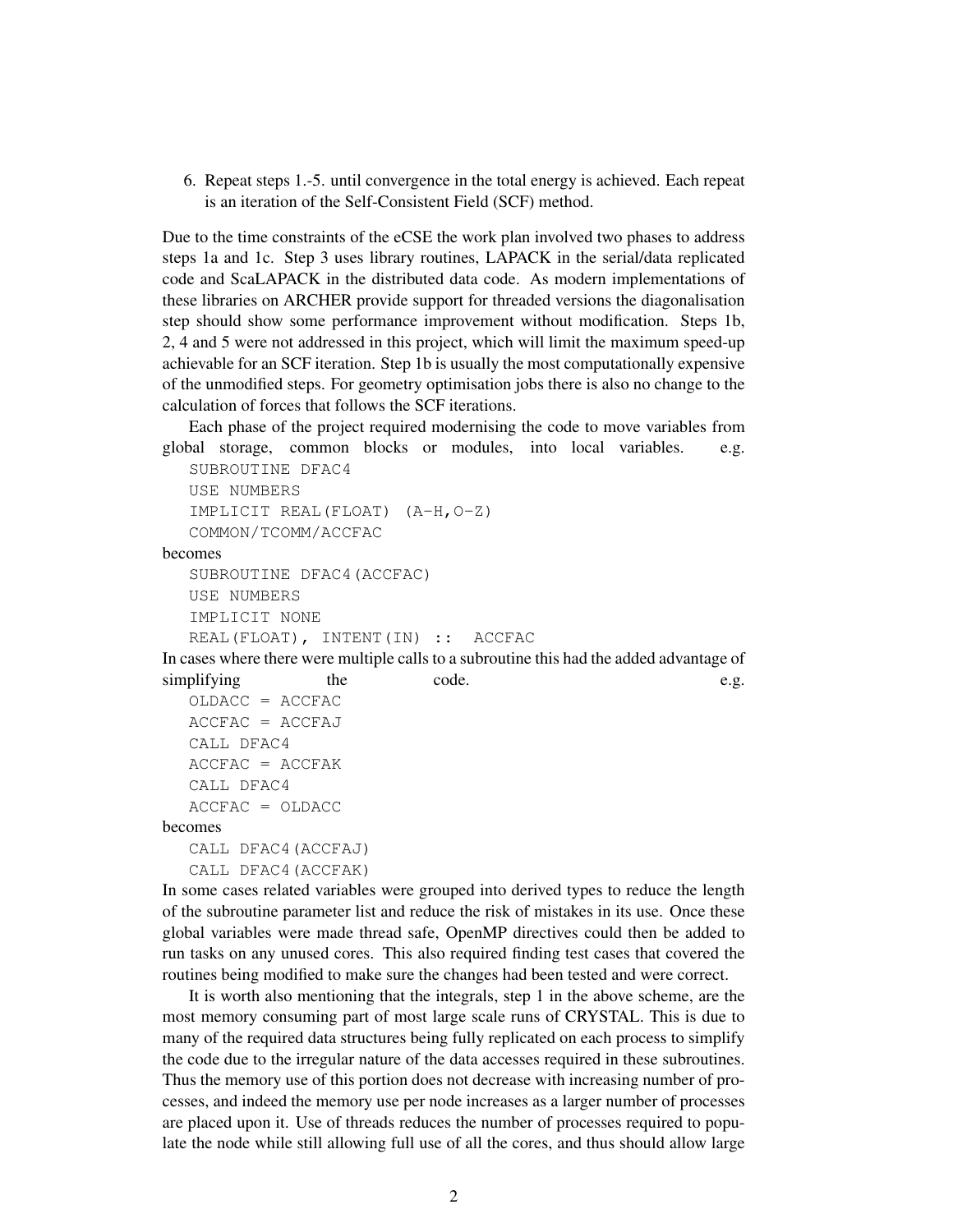6. Repeat steps 1.-5. until convergence in the total energy is achieved. Each repeat is an iteration of the Self-Consistent Field (SCF) method.

Due to the time constraints of the eCSE the work plan involved two phases to address steps 1a and 1c. Step 3 uses library routines, LAPACK in the serial/data replicated code and ScaLAPACK in the distributed data code. As modern implementations of these libraries on ARCHER provide support for threaded versions the diagonalisation step should show some performance improvement without modification. Steps 1b, 2, 4 and 5 were not addressed in this project, which will limit the maximum speed-up achievable for an SCF iteration. Step 1b is usually the most computationally expensive of the unmodified steps. For geometry optimisation jobs there is also no change to the calculation of forces that follows the SCF iterations.

Each phase of the project required modernising the code to move variables from global storage, common blocks or modules, into local variables. e.g.

```
SUBROUTINE DFAC4
USE NUMBERS
IMPLICIT REAL(FLOAT) (A-H,O-Z)
COMMON/TCOMM/ACCFAC
```

becomes

```
SUBROUTINE DFAC4(ACCFAC)
USE NUMBERS
IMPLICIT NONE
REAL(FLOAT), INTENT(IN) :: ACCFAC
```

In cases where there were multiple calls to a subroutine this had the added advantage of simplifying the code. e.g.

```
OLDACC = ACCFAC
ACCFAC = ACCFAJ
CALL DFAC4
ACCFAC = ACCFAK
CALL DFAC4
ACCFAC = OLDACC
```

becomes

```
CALL DFAC4(ACCFAJ)
CALL DFAC4(ACCFAK)
```

In some cases related variables were grouped into derived types to reduce the length of the subroutine parameter list and reduce the risk of mistakes in its use. Once these global variables were made thread safe, OpenMP directives could then be added to run tasks on any unused cores. This also required finding test cases that covered the routines being modified to make sure the changes had been tested and were correct.

It is worth also mentioning that the integrals, step 1 in the above scheme, are the most memory consuming part of most large scale runs of CRYSTAL. This is due to many of the required data structures being fully replicated on each process to simplify the code due to the irregular nature of the data accesses required in these subroutines. Thus the memory use of this portion does not decrease with increasing number of processes, and indeed the memory use per node increases as a larger number of processes are placed upon it. Use of threads reduces the number of processes required to populate the node while still allowing full use of all the cores, and thus should allow large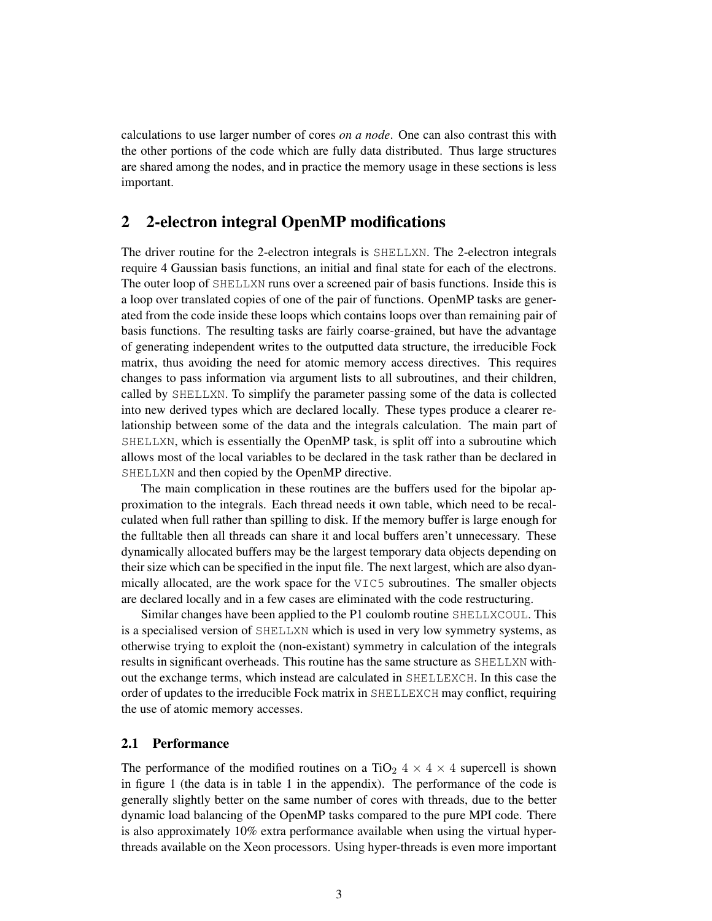calculations to use larger number of cores *on a node*. One can also contrast this with the other portions of the code which are fully data distributed. Thus large structures are shared among the nodes, and in practice the memory usage in these sections is less important.

## 2 2-electron integral OpenMP modifications

The driver routine for the 2-electron integrals is `SHELLXN`. The 2-electron integrals require 4 Gaussian basis functions, an initial and final state for each of the electrons. The outer loop of `SHELLXN` runs over a screened pair of basis functions. Inside this is a loop over translated copies of one of the pair of functions. OpenMP tasks are generated from the code inside these loops which contains loops over than remaining pair of basis functions. The resulting tasks are fairly coarse-grained, but have the advantage of generating independent writes to the outputted data structure, the irreducible Fock matrix, thus avoiding the need for atomic memory access directives. This requires changes to pass information via argument lists to all subroutines, and their children, called by `SHELLXN`. To simplify the parameter passing some of the data is collected into new derived types which are declared locally. These types produce a clearer relationship between some of the data and the integrals calculation. The main part of `SHELLXN`, which is essentially the OpenMP task, is split off into a subroutine which allows most of the local variables to be declared in the task rather than be declared in `SHELLXN` and then copied by the OpenMP directive.

The main complication in these routines are the buffers used for the bipolar approximation to the integrals. Each thread needs it own table, which need to be recalculated when full rather than spilling to disk. If the memory buffer is large enough for the fulltable then all threads can share it and local buffers aren't unnecessary. These dynamically allocated buffers may be the largest temporary data objects depending on their size which can be specified in the input file. The next largest, which are also dynamically allocated, are the work space for the `VIC5` subroutines. The smaller objects are declared locally and in a few cases are eliminated with the code restructuring.

Similar changes have been applied to the P1 coulomb routine `SHELLXCOUL`. This is a specialised version of `SHELLXN` which is used in very low symmetry systems, as otherwise trying to exploit the (non-existant) symmetry in calculation of the integrals results in significant overheads. This routine has the same structure as `SHELLXN` without the exchange terms, which instead are calculated in `SHELLEXCH`. In this case the order of updates to the irreducible Fock matrix in `SHELLEXCH` may conflict, requiring the use of atomic memory accesses.

### 2.1 Performance

The performance of the modified routines on a $TiO_2$ $4 \times 4 \times 4$ supercell is shown in figure 1 (the data is in table 1 in the appendix). The performance of the code is generally slightly better on the same number of cores with threads, due to the better dynamic load balancing of the OpenMP tasks compared to the pure MPI code. There is also approximately 10% extra performance available when using the virtual hyper-threads available on the Xeon processors. Using hyper-threads is even more important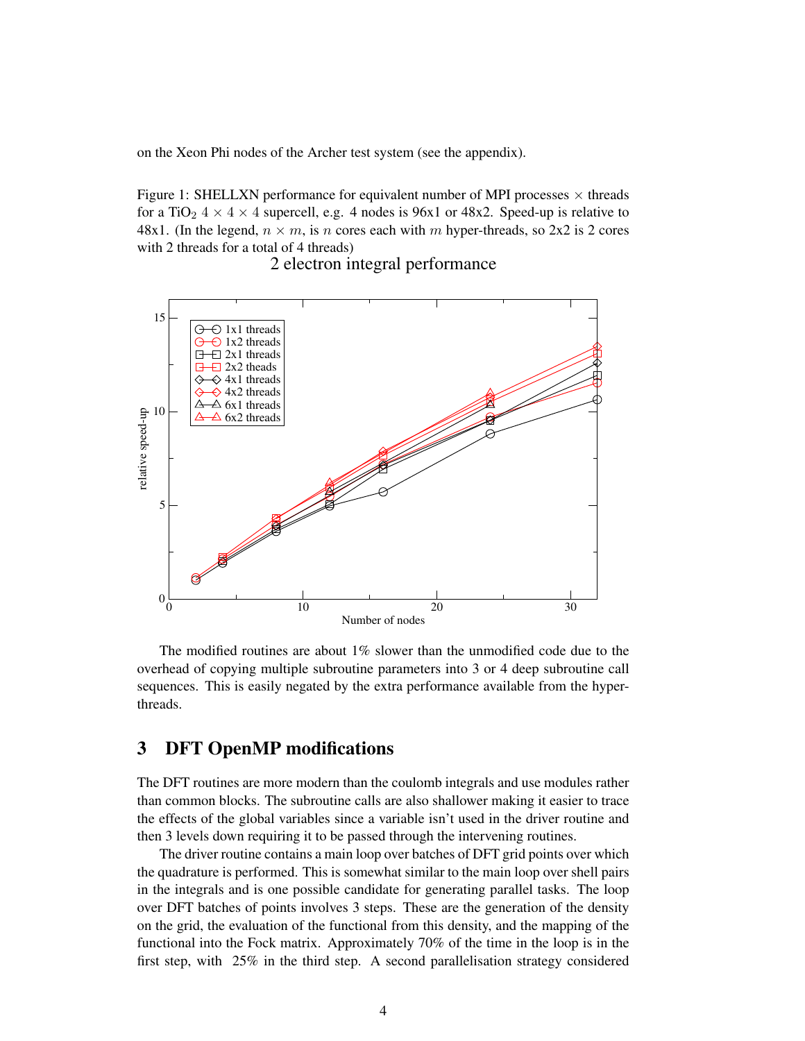on the Xeon Phi nodes of the Archer test system (see the appendix).

Figure 1: SHELLXN performance for equivalent number of MPI processes × threads for a $TiO_2$ $4 \times 4 \times 4$ supercell, e.g. 4 nodes is 96x1 or 48x2. Speed-up is relative to 48x1. (In the legend, $n \times m$, is $n$ cores each with $m$ hyper-threads, so 2x2 is 2 cores with 2 threads for a total of 4 threads)

The modified routines are about 1% slower than the unmodified code due to the overhead of copying multiple subroutine parameters into 3 or 4 deep subroutine call sequences. This is easily negated by the extra performance available from the hyper-threads.

## 3 DFT OpenMP modifications

The DFT routines are more modern than the coulomb integrals and use modules rather than common blocks. The subroutine calls are also shallower making it easier to trace the effects of the global variables since a variable isn't used in the driver routine and then 3 levels down requiring it to be passed through the intervening routines.

The driver routine contains a main loop over batches of DFT grid points over which the quadrature is performed. This is somewhat similar to the main loop over shell pairs in the integrals and is one possible candidate for generating parallel tasks. The loop over DFT batches of points involves 3 steps. These are the generation of the density on the grid, the evaluation of the functional from this density, and the mapping of the functional into the Fock matrix. Approximately 70% of the time in the loop is in the first step, with 25% in the third step. A second parallelisation strategy considered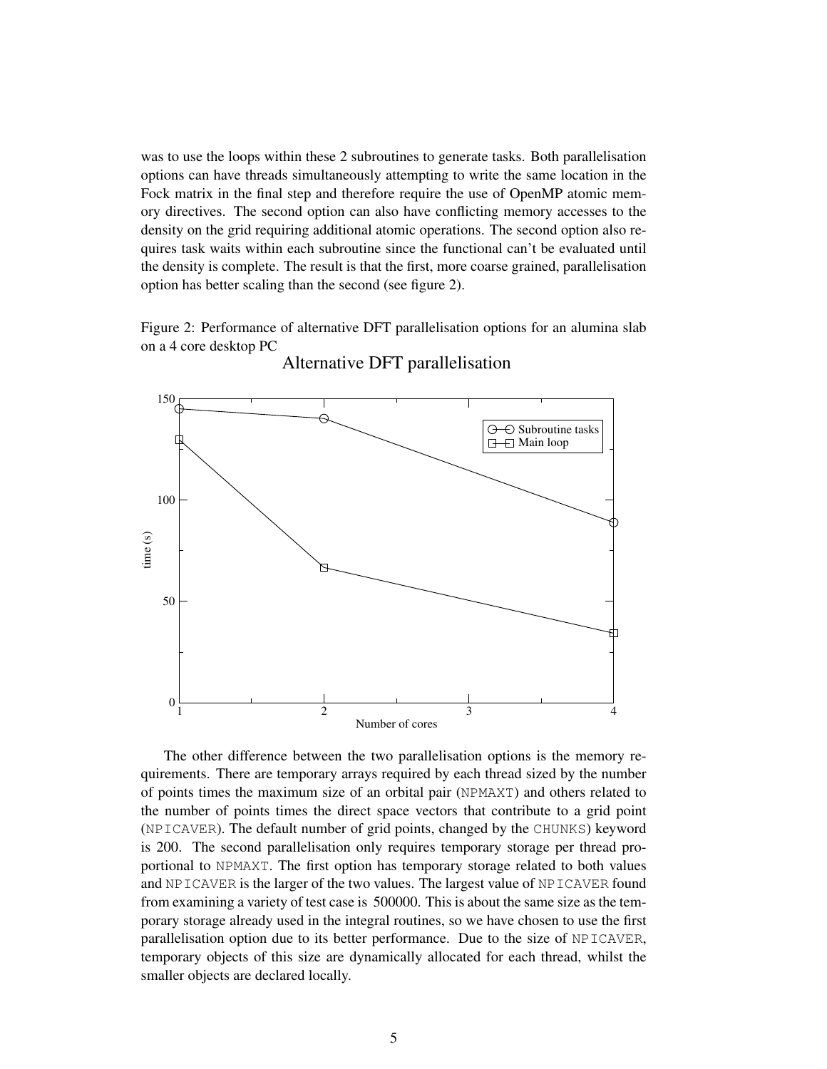was to use the loops within these 2 subroutines to generate tasks. Both parallelisation options can have threads simultaneously attempting to write the same location in the Fock matrix in the final step and therefore require the use of OpenMP atomic memory directives. The second option can also have conflicting memory accesses to the density on the grid requiring additional atomic operations. The second option also requires task waits within each subroutine since the functional can't be evaluated until the density is complete. The result is that the first, more coarse grained, parallelisation option has better scaling than the second (see figure 2).

Figure 2: Performance of alternative DFT parallelisation options for an alumina slab on a 4 core desktop PC

The other difference between the two parallelisation options is the memory requirements. There are temporary arrays required by each thread sized by the number of points times the maximum size of an orbital pair (`NPMAXT`) and others related to the number of points times the direct space vectors that contribute to a grid point (`NPICAVER`). The default number of grid points, changed by the `CHUNKS`) keyword is 200. The second parallelisation only requires temporary storage per thread proportional to `NPMAXT`. The first option has temporary storage related to both values and `NPICAVER` is the larger of the two values. The largest value of `NPICAVER` found from examining a variety of test case is 500000. This is about the same size as the temporary storage already used in the integral routines, so we have chosen to use the first parallelisation option due to its better performance. Due to the size of `NPICAVER`, temporary objects of this size are dynamically allocated for each thread, whilst the smaller objects are declared locally.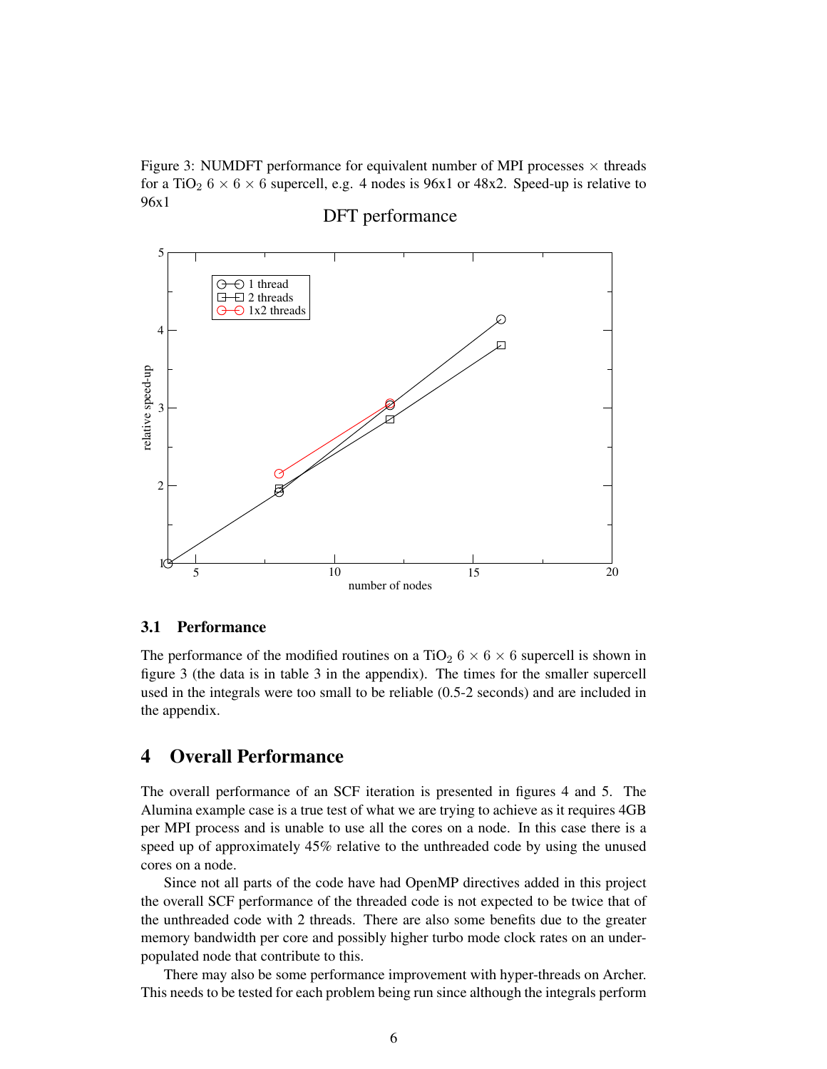Figure 3: NUMDFT performance for equivalent number of MPI processes × threads for a $TiO_2$ $6 \times 6 \times 6$ supercell, e.g. 4 nodes is 96x1 or 48x2. Speed-up is relative to 96x1

### 3.1 Performance

The performance of the modified routines on a $TiO_2$ $6 \times 6 \times 6$ supercell is shown in figure 3 (the data is in table 3 in the appendix). The times for the smaller supercell used in the integrals were too small to be reliable (0.5-2 seconds) and are included in the appendix.

## 4 Overall Performance

The overall performance of an SCF iteration is presented in figures 4 and 5. The Alumina example case is a true test of what we are trying to achieve as it requires 4GB per MPI process and is unable to use all the cores on a node. In this case there is a speed up of approximately 45% relative to the unthreaded code by using the unused cores on a node.

Since not all parts of the code have had OpenMP directives added in this project the overall SCF performance of the threaded code is not expected to be twice that of the unthreaded code with 2 threads. There are also some benefits due to the greater memory bandwidth per core and possibly higher turbo mode clock rates on an under-populated node that contribute to this.

There may also be some performance improvement with hyper-threads on Archer. This needs to be tested for each problem being run since although the integrals perform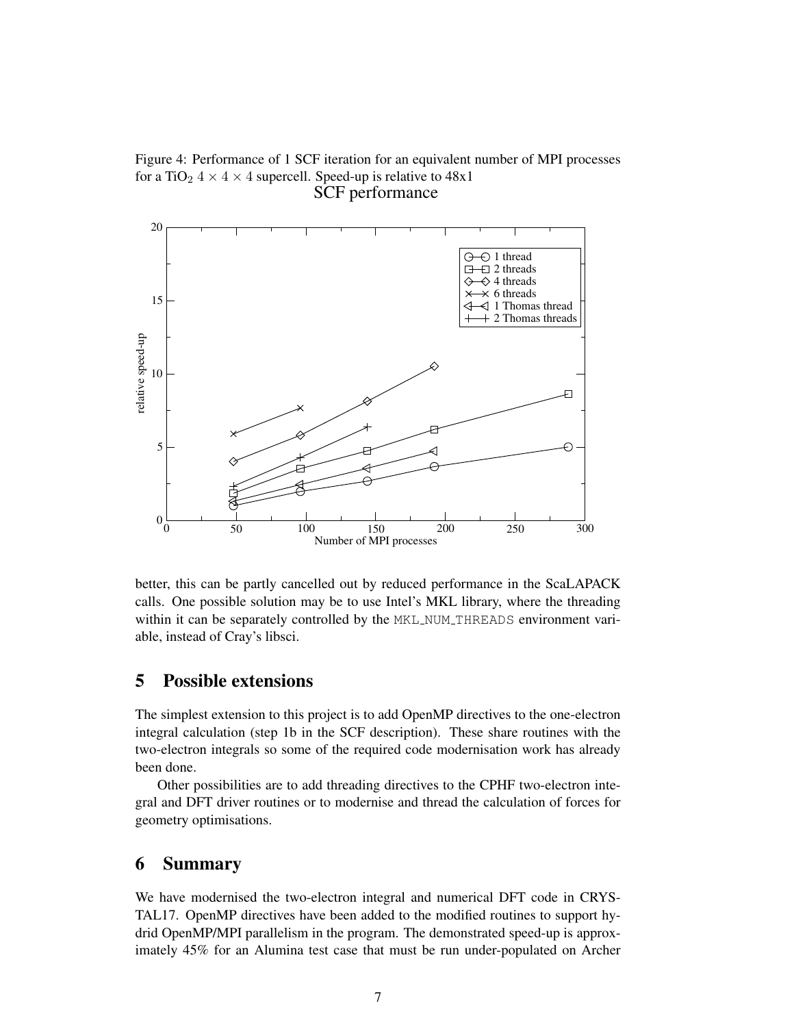Figure 4: Performance of 1 SCF iteration for an equivalent number of MPI processes for a $TiO_2$ $4 \times 4 \times 4$ supercell. Speed-up is relative to 48x1

better, this can be partly cancelled out by reduced performance in the ScaLAPACK calls. One possible solution may be to use Intel's MKL library, where the threading within it can be separately controlled by the `MKL_NUM_THREADS` environment variable, instead of Cray's libsci.

## 5 Possible extensions

The simplest extension to this project is to add OpenMP directives to the one-electron integral calculation (step 1b in the SCF description). These share routines with the two-electron integrals so some of the required code modernisation work has already been done.

Other possibilities are to add threading directives to the CPHF two-electron integral and DFT driver routines or to modernise and thread the calculation of forces for geometry optimisations.

## 6 Summary

We have modernised the two-electron integral and numerical DFT code in CRYSTAL17. OpenMP directives have been added to the modified routines to support hydrid OpenMP/MPI parallelism in the program. The demonstrated speed-up is approximately 45% for an Alumina test case that must be run under-populated on Archer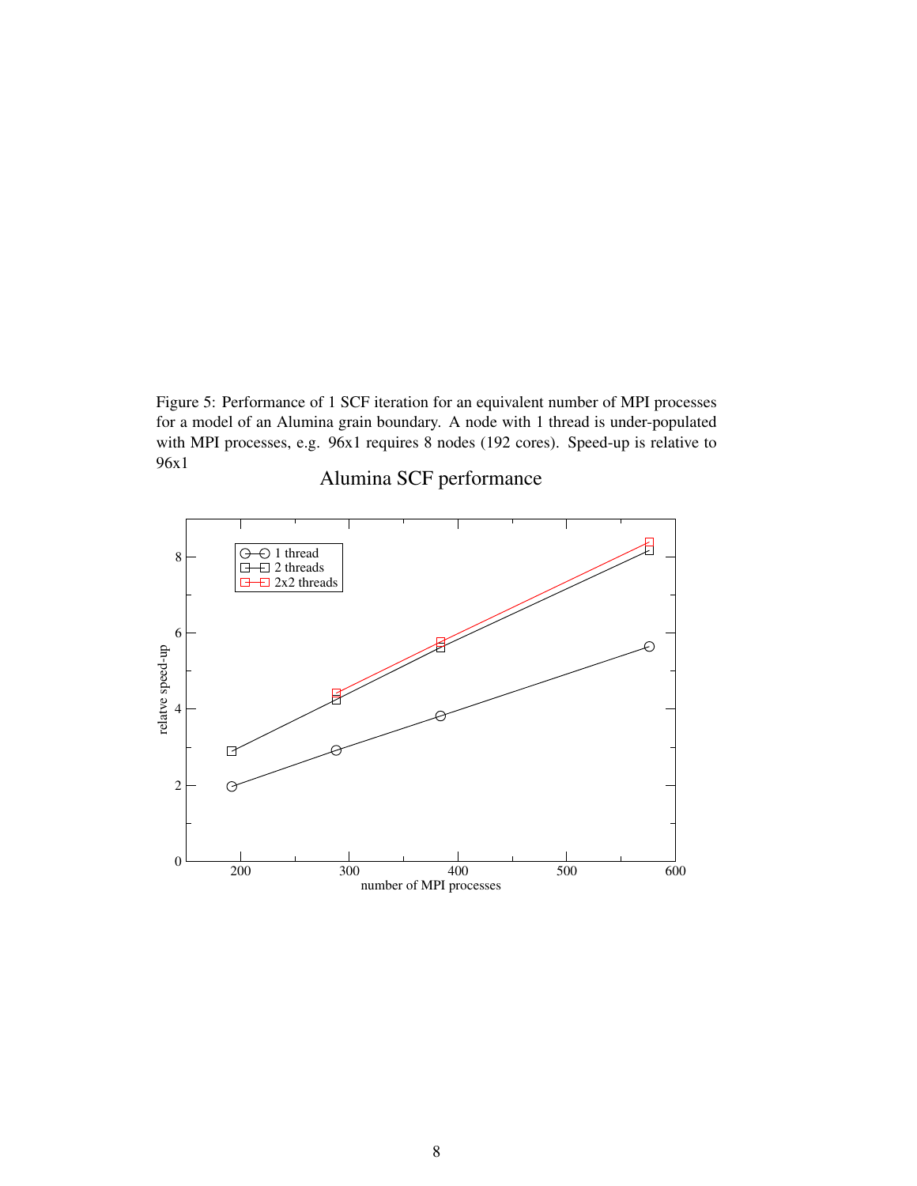Figure 5: Performance of 1 SCF iteration for an equivalent number of MPI processes for a model of an Alumina grain boundary. A node with 1 thread is under-populated with MPI processes, e.g. 96x1 requires 8 nodes (192 cores). Speed-up is relative to 96x1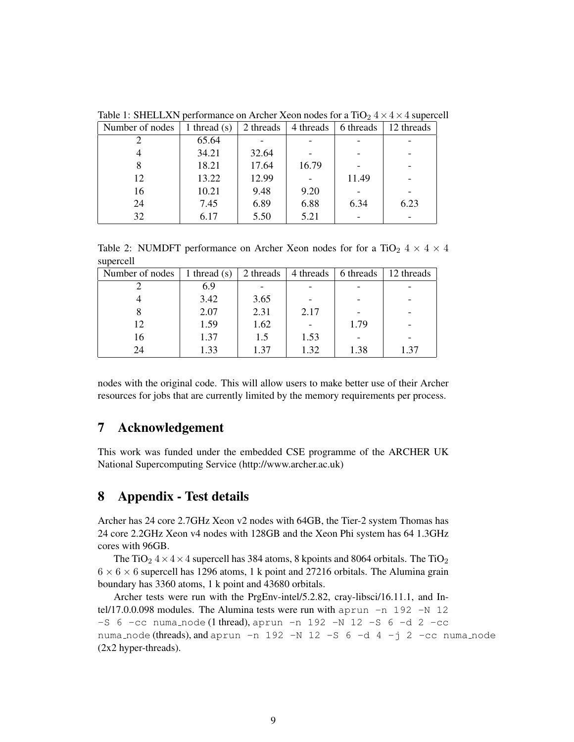Table 1: SHELLXN performance on Archer Xeon nodes for a $TiO_2$ $4 \times 4 \times 4$ supercell

| Number of nodes | 1 thread (s) | 2 threads | 4 threads | 6 threads | 12 threads |
|---|---|---|---|---|---|
| 2 | 65.64 | - | - | - | - |
| 4 | 34.21 | 32.64 | - | - | - |
| 8 | 18.21 | 17.64 | 16.79 | - | - |
| 12 | 13.22 | 12.99 | - | 11.49 | - |
| 16 | 10.21 | 9.48 | 9.20 | - | - |
| 24 | 7.45 | 6.89 | 6.88 | 6.34 | 6.23 |
| 32 | 6.17 | 5.50 | 5.21 | - | - |

Table 2: NUMDFT performance on Archer Xeon nodes for for a $TiO_2$ $4 \times 4 \times 4$ supercell

| Number of nodes | 1 thread (s) | 2 threads | 4 threads | 6 threads | 12 threads |
|---|---|---|---|---|---|
| 2 | 6.9 | - | - | - | - |
| 4 | 3.42 | 3.65 | - | - | - |
| 8 | 2.07 | 2.31 | 2.17 | - | - |
| 12 | 1.59 | 1.62 | - | 1.79 | - |
| 16 | 1.37 | 1.5 | 1.53 | - | - |
| 24 | 1.33 | 1.37 | 1.32 | 1.38 | 1.37 |

nodes with the original code. This will allow users to make better use of their Archer resources for jobs that are currently limited by the memory requirements per process.

## 7 Acknowledgement

This work was funded under the embedded CSE programme of the ARCHER UK National Supercomputing Service (http://www.archer.ac.uk)

## 8 Appendix - Test details

Archer has 24 core 2.7GHz Xeon v2 nodes with 64GB, the Tier-2 system Thomas has 24 core 2.2GHz Xeon v4 nodes with 128GB and the Xeon Phi system has 64 1.3GHz cores with 96GB.

The $TiO_2$ $4 \times 4 \times 4$ supercell has 384 atoms, 8 kpoints and 8064 orbitals. The $TiO_2$ $6 \times 6 \times 6$ supercell has 1296 atoms, 1 k point and 27216 orbitals. The Alumina grain boundary has 3360 atoms, 1 k point and 43680 orbitals.

Archer tests were run with the PrgEnv-intel/5.2.82, cray-libsci/16.11.1, and Intel/17.0.0.098 modules. The Alumina tests were run with `aprun -n 192 -N 12 -S 6 -cc numa_node` (1 thread), `aprun -n 192 -N 12 -S 6 -d 2 -cc numa_node` (threads), and `aprun -n 192 -N 12 -S 6 -d 4 -j 2 -cc numa_node` (2x2 hyper-threads).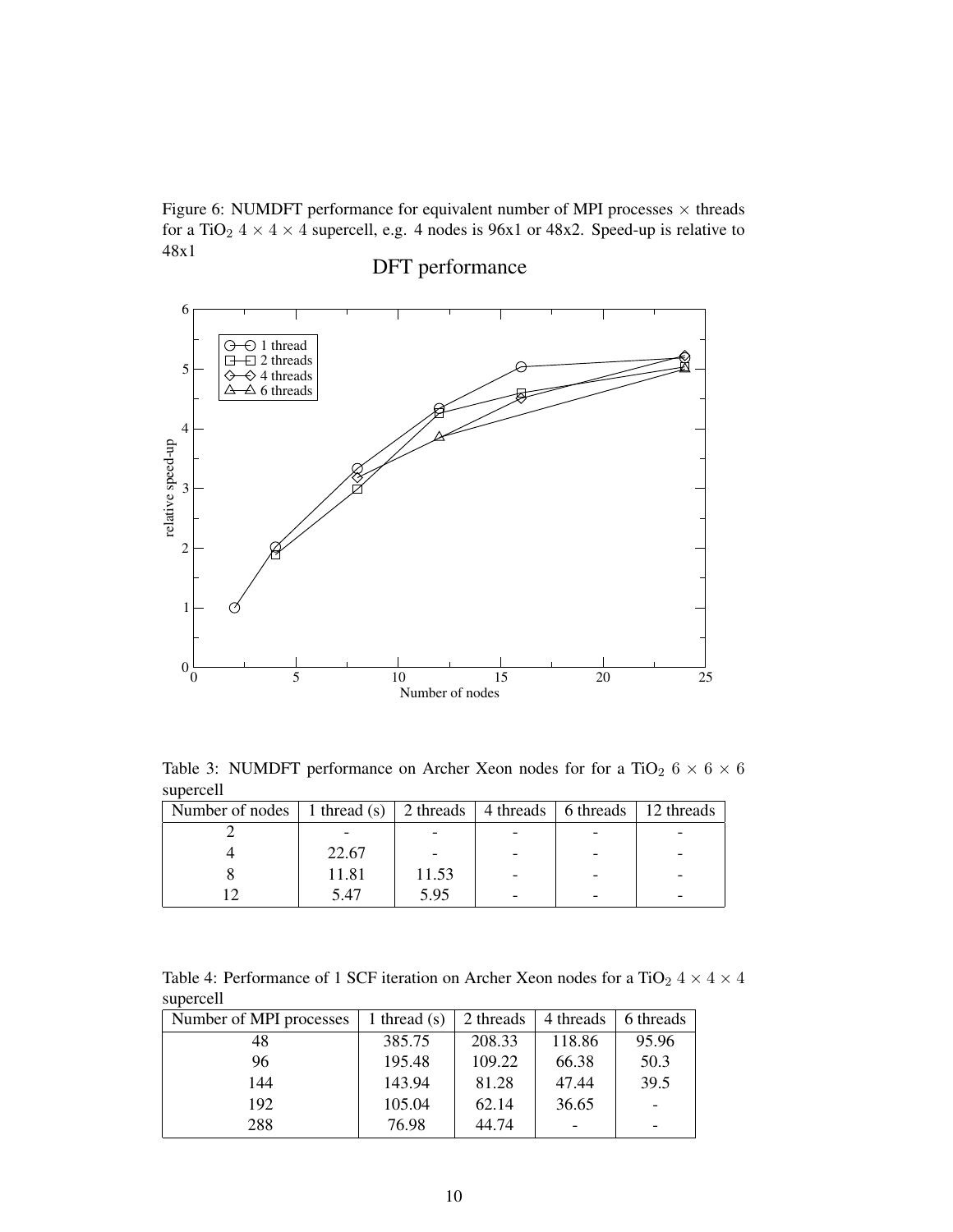Figure 6: NUMDFT performance for equivalent number of MPI processes × threads for a $TiO_2$ $4 \times 4 \times 4$ supercell, e.g. 4 nodes is 96x1 or 48x2. Speed-up is relative to 48x1

Table 3: NUMDFT performance on Archer Xeon nodes for for a $TiO_2$ $6 \times 6 \times 6$ supercell

| Number of nodes | 1 thread (s) | 2 threads | 4 threads | 6 threads | 12 threads |
| --- | --- | --- | --- | --- | --- |
| 2 | - | - | - | - | - |
| 4 | 22.67 | - | - | - | - |
| 8 | 11.81 | 11.53 | - | - | - |
| 12 | 5.47 | 5.95 | - | - | - |

Table 4: Performance of 1 SCF iteration on Archer Xeon nodes for a $TiO_2$ $4 \times 4 \times 4$ supercell

| Number of MPI processes | 1 thread (s) | 2 threads | 4 threads | 6 threads |
| --- | --- | --- | --- | --- |
| 48 | 385.75 | 208.33 | 118.86 | 95.96 |
| 96 | 195.48 | 109.22 | 66.38 | 50.3 |
| 144 | 143.94 | 81.28 | 47.44 | 39.5 |
| 192 | 105.04 | 62.14 | 36.65 | - |
| 288 | 76.98 | 44.74 | - | - |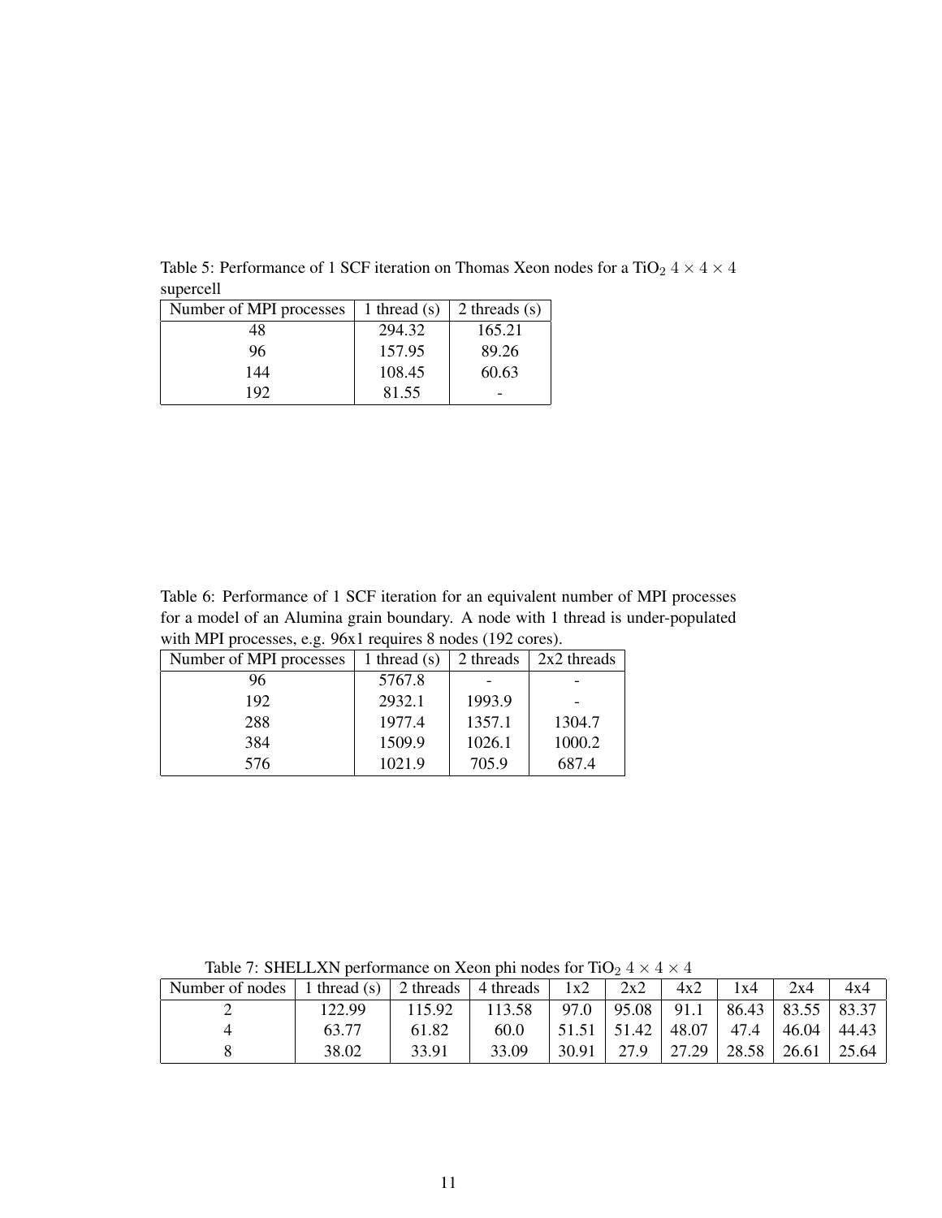Table 5: Performance of 1 SCF iteration on Thomas Xeon nodes for a $TiO_2$ $4 \times 4 \times 4$ supercell

| Number of MPI processes | 1 thread (s) | 2 threads (s) |
| --- | --- | --- |
| 48 | 294.32 | 165.21 |
| 96 | 157.95 | 89.26 |
| 144 | 108.45 | 60.63 |
| 192 | 81.55 | - |

Table 6: Performance of 1 SCF iteration for an equivalent number of MPI processes for a model of an Alumina grain boundary. A node with 1 thread is under-populated with MPI processes, e.g. 96x1 requires 8 nodes (192 cores).

| Number of MPI processes | 1 thread (s) | 2 threads | 2x2 threads |
| --- | --- | --- | --- |
| 96 | 5767.8 | - | - |
| 192 | 2932.1 | 1993.9 | - |
| 288 | 1977.4 | 1357.1 | 1304.7 |
| 384 | 1509.9 | 1026.1 | 1000.2 |
| 576 | 1021.9 | 705.9 | 687.4 |

Table 7: SHELLXN performance on Xeon phi nodes for $TiO_2$ $4 \times 4 \times 4$

| Number of nodes | 1 thread (s) | 2 threads | 4 threads | 1x2 | 2x2 | 4x2 | 1x4 | 2x4 | 4x4 |
| --- | --- | --- | --- | --- | --- | --- | --- | --- | --- |
| 2 | 122.99 | 115.92 | 113.58 | 97.0 | 95.08 | 91.1 | 86.43 | 83.55 | 83.37 |
| 4 | 63.77 | 61.82 | 60.0 | 51.51 | 51.42 | 48.07 | 47.4 | 46.04 | 44.43 |
| 8 | 38.02 | 33.91 | 33.09 | 30.91 | 27.9 | 27.29 | 28.58 | 26.61 | 25.64 |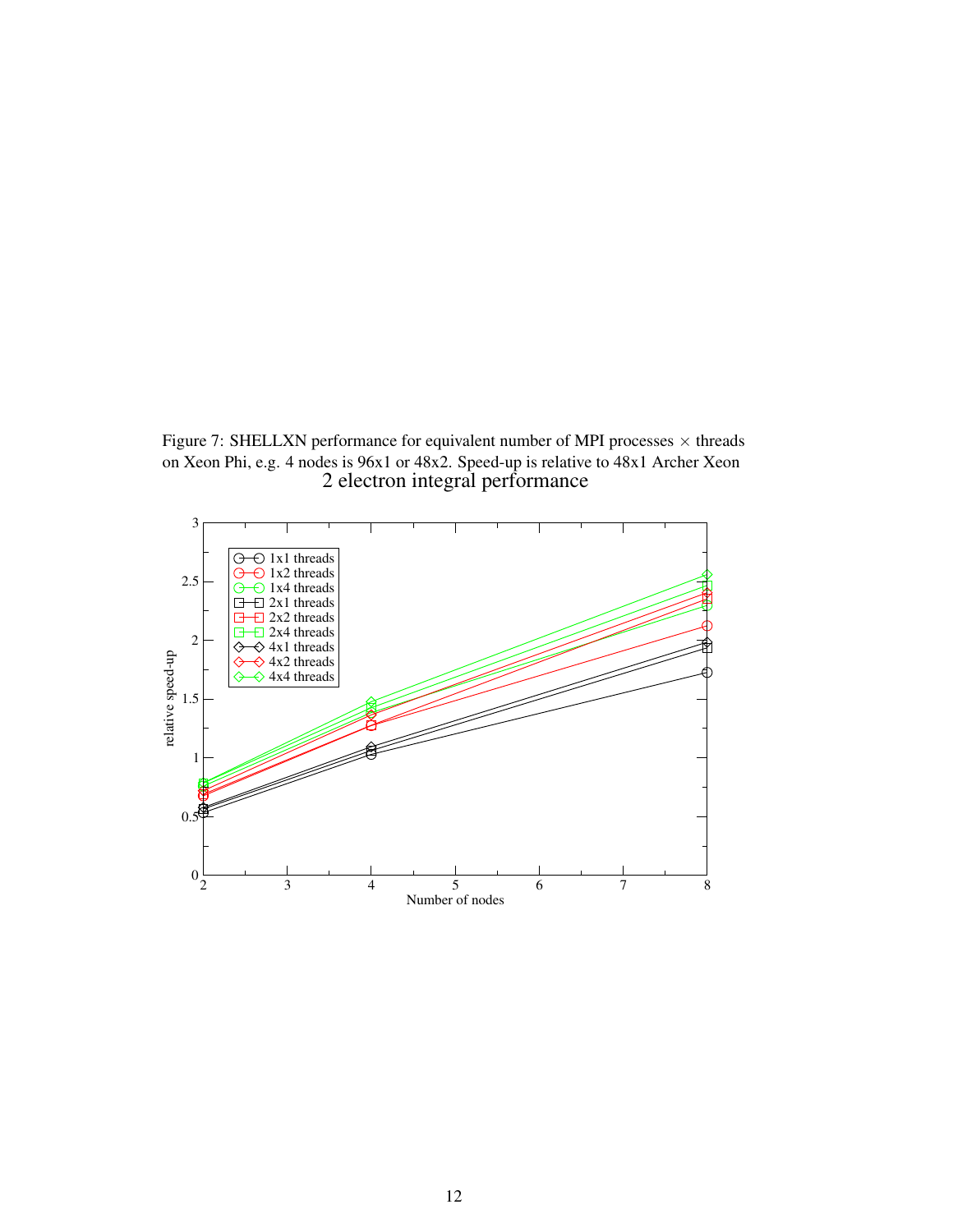Figure 7: SHELLXN performance for equivalent number of MPI processes × threads on Xeon Phi, e.g. 4 nodes is 96x1 or 48x2. Speed-up is relative to 48x1 Archer Xeon

2 electron integral performance

relative speed-up

Number of nodes

0
0.5
1
1.5
2
2.5
3

2
3
4
5
6
7
8

1x1 threads
1x2 threads
1x4 threads
2x1 threads
2x2 threads
2x4 threads
4x1 threads
4x2 threads
4x4 threads